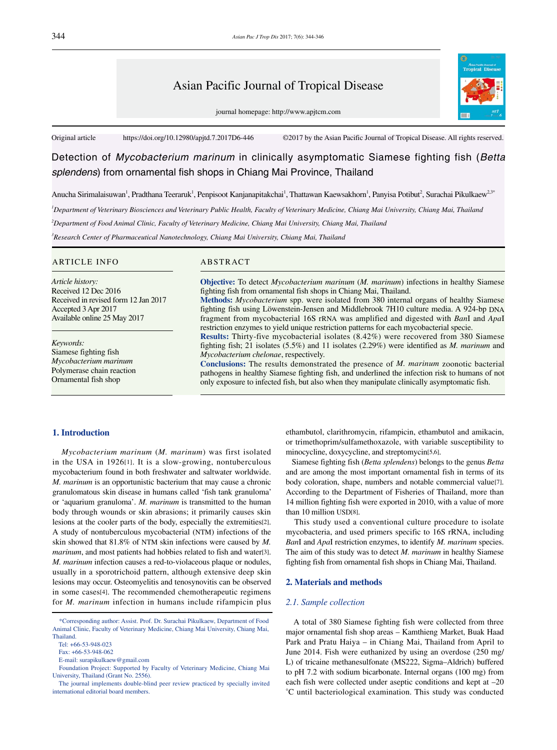Original article https://doi.org/10.12980/apjtd.7.2017D6-446 ©2017 by the Asian Pacific Journal of Tropical Disease. All rights reserved.

# Detection of *Mycobacterium marinum* in clinically asymptomatic Siamese fighting fish (*Betta splendens*) from ornamental fish shops in Chiang Mai Province, Thailand

Anucha Sirimalaisuwan[1], Pradthana Teeraruk[1], Penpisoot Kanjanapitakchai[1], Thattawan Kaewsakhorn[1], Panyisa Potibut[2], Surachai Pikulkaew[2,3*]

[1]*Department of Veterinary Biosciences and Veterinary Public Health, Faculty of Veterinary Medicine, Chiang Mai University, Chiang Mai, Thailand*

[2]*Department of Food Animal Clinic, Faculty of Veterinary Medicine, Chiang Mai University, Chiang Mai, Thailand*

[3]*Research Center of Pharmaceutical Nanotechnology, Chiang Mai University, Chiang Mai, Thailand*

## ARTICLE INFO

*Article history:*
Received 12 Dec 2016
Received in revised form 12 Jan 2017
Accepted 3 Apr 2017
Available online 25 May 2017

*Keywords:*
Siamese fighting fish
*Mycobacterium marinum*
Polymerase chain reaction
Ornamental fish shop

## ABSTRACT

**Objective:** To detect *Mycobacterium marinum* (*M. marinum*) infections in healthy Siamese fighting fish from ornamental fish shops in Chiang Mai, Thailand.

**Methods:** *Mycobacterium* spp. were isolated from 380 internal organs of healthy Siamese fighting fish using Löwenstein-Jensen and Middlebrook 7H10 culture media. A 924-bp DNA fragment from mycobacterial 16S rRNA was amplified and digested with *Ban*I and *Apa*I restriction enzymes to yield unique restriction patterns for each mycobacterial specie.

**Results:** Thirty-five mycobacterial isolates (8.42%) were recovered from 380 Siamese fighting fish; 21 isolates (5.5%) and 11 isolates (2.29%) were identified as *M. marinum* and *Mycobacterium chelonae*, respectively.

**Conclusions:** The results demonstrated the presence of *M. marinum* zoonotic bacterial pathogens in healthy Siamese fighting fish, and underlined the infection risk to humans of not only exposure to infected fish, but also when they manipulate clinically asymptomatic fish.

## 1. Introduction

*Mycobacterium marinum* (*M. marinum*) was first isolated in the USA in 1926[1]. It is a slow-growing, nontuberculous mycobacterium found in both freshwater and saltwater worldwide. *M. marinum* is an opportunistic bacterium that may cause a chronic granulomatous skin disease in humans called 'fish tank granuloma' or 'aquarium granuloma'. *M. marinum* is transmitted to the human body through wounds or skin abrasions; it primarily causes skin lesions at the cooler parts of the body, especially the extremities[2]. A study of nontuberculous mycobacterial (NTM) infections of the skin showed that 81.8% of NTM skin infections were caused by *M. marinum*, and most patients had hobbies related to fish and water[3]. *M. marinum* infection causes a red-to-violaceous plaque or nodules, usually in a sporotrichoid pattern, although extensive deep skin lesions may occur. Osteomyelitis and tenosynovitis can be observed in some cases[4]. The recommended chemotherapeutic regimens for *M. marinum* infection in humans include rifampicin plus ethambutol, clarithromycin, rifampicin, ethambutol and amikacin, or trimethoprim/sulfamethoxazole, with variable susceptibility to minocycline, doxycycline, and streptomycin[5,6].

Siamese fighting fish (*Betta splendens*) belongs to the genus *Betta* and are among the most important ornamental fish in terms of its body coloration, shape, numbers and notable commercial value[7]. According to the Department of Fisheries of Thailand, more than 14 million fighting fish were exported in 2010, with a value of more than 10 million USD[8].

This study used a conventional culture procedure to isolate mycobacteria, and used primers specific to 16S rRNA, including *Ban*I and *Apa*I restriction enzymes, to identify *M. marinum* species. The aim of this study was to detect *M. marinum* in healthy Siamese fighting fish from ornamental fish shops in Chiang Mai, Thailand.

## 2. Materials and methods

### 2.1. Sample collection

A total of 380 Siamese fighting fish were collected from three major ornamental fish shop areas – Kamthieng Market, Buak Haad Park and Pratu Haiya – in Chiang Mai, Thailand from April to June 2014. Fish were euthanized by using an overdose (250 mg/L) of tricaine methanesulfonate (MS222, Sigma–Aldrich) buffered to pH 7.2 with sodium bicarbonate. Internal organs (100 mg) from each fish were collected under aseptic conditions and kept at –20 °C until bacteriological examination. This study was conducted

---

\*Corresponding author: Assist. Prof. Dr. Surachai Pikulkaew, Department of Food Animal Clinic, Faculty of Veterinary Medicine, Chiang Mai University, Chiang Mai, Thailand.
Tel: +66-53-948-023
Fax: +66-53-948-062
E-mail: surapikulkaew@gmail.com
Foundation Project: Supported by Faculty of Veterinary Medicine, Chiang Mai University, Thailand (Grant No. 2556).
The journal implements double-blind peer review practiced by specially invited international editorial board members.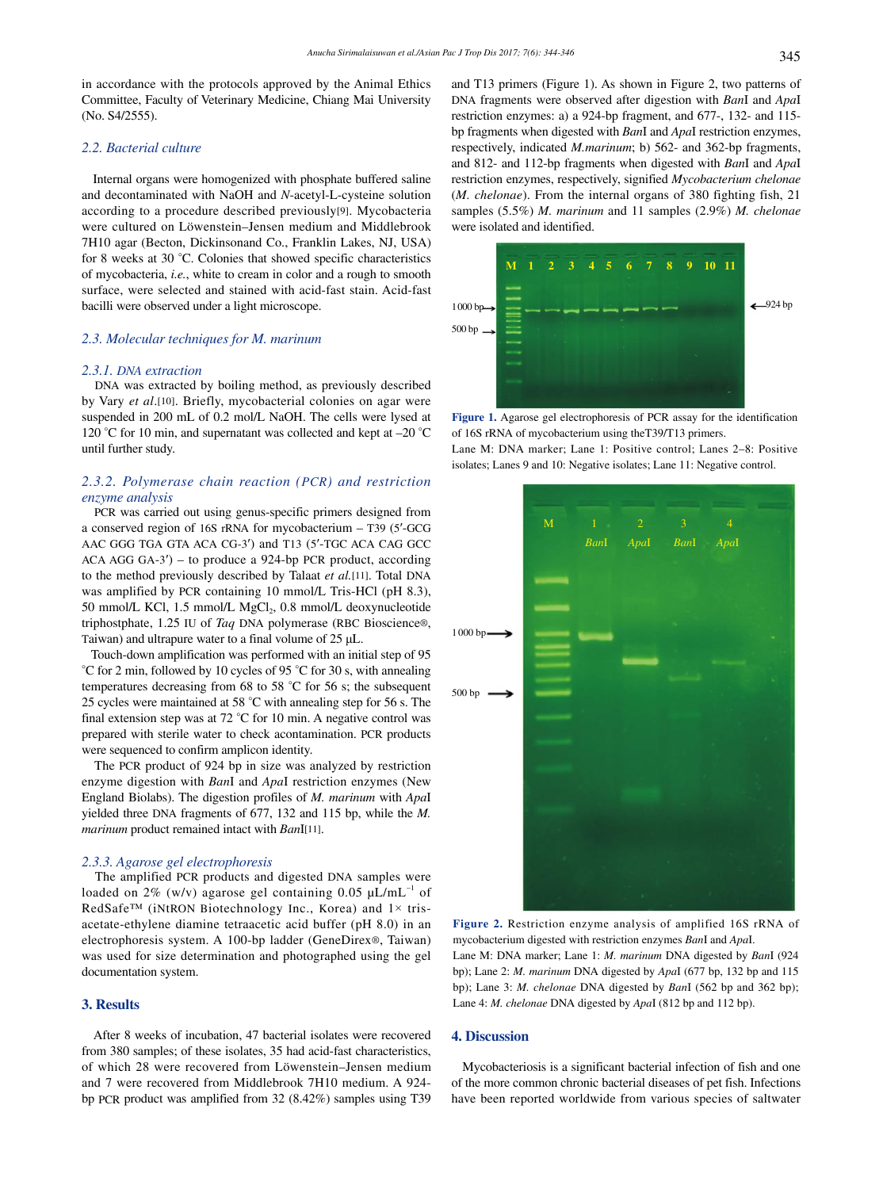in accordance with the protocols approved by the Animal Ethics Committee, Faculty of Veterinary Medicine, Chiang Mai University (No. S4/2555).

### 2.2. Bacterial culture

Internal organs were homogenized with phosphate buffered saline and decontaminated with NaOH and *N*-acetyl-L-cysteine solution according to a procedure described previously[9]. Mycobacteria were cultured on Löwenstein–Jensen medium and Middlebrook 7H10 agar (Becton, Dickinsonand Co., Franklin Lakes, NJ, USA) for 8 weeks at 30 °C. Colonies that showed specific characteristics of mycobacteria, *i.e.*, white to cream in color and a rough to smooth surface, were selected and stained with acid-fast stain. Acid-fast bacilli were observed under a light microscope.

### 2.3. Molecular techniques for *M. marinum*

#### 2.3.1. DNA extraction

DNA was extracted by boiling method, as previously described by Vary *et al*.[10]. Briefly, mycobacterial colonies on agar were suspended in 200 mL of 0.2 mol/L NaOH. The cells were lysed at 120 °C for 10 min, and supernatant was collected and kept at –20 °C until further study.

#### 2.3.2. Polymerase chain reaction (PCR) and restriction enzyme analysis

PCR was carried out using genus-specific primers designed from a conserved region of 16S rRNA for mycobacterium – T39 (5′-GCG AAC GGG TGA GTA ACA CG-3′) and T13 (5′-TGC ACA CAG GCC ACA AGG GA-3′) – to produce a 924-bp PCR product, according to the method previously described by Talaat *et al*.[11]. Total DNA was amplified by PCR containing 10 mmol/L Tris-HCl (pH 8.3), 50 mmol/L KCl, 1.5 mmol/L $MgCl_2$, 0.8 mmol/L deoxynucleotide triphostphate, 1.25 IU of *Taq* DNA polymerase (RBC Bioscience®, Taiwan) and ultrapure water to a final volume of 25 µL.

Touch-down amplification was performed with an initial step of 95 °C for 2 min, followed by 10 cycles of 95 °C for 30 s, with annealing temperatures decreasing from 68 to 58 °C for 56 s; the subsequent 25 cycles were maintained at 58 °C with annealing step for 56 s. The final extension step was at 72 °C for 10 min. A negative control was prepared with sterile water to check acontamination. PCR products were sequenced to confirm amplicon identity.

The PCR product of 924 bp in size was analyzed by restriction enzyme digestion with *Ban*I and *Apa*I restriction enzymes (New England Biolabs). The digestion profiles of *M. marinum* with *Apa*I yielded three DNA fragments of 677, 132 and 115 bp, while the *M. marinum* product remained intact with *Ban*I[11].

#### 2.3.3. Agarose gel electrophoresis

The amplified PCR products and digested DNA samples were loaded on 2% (w/v) agarose gel containing 0.05 µL/mL$^{-1}$ of RedSafe™ (iNtRON Biotechnology Inc., Korea) and 1× tris-acetate-ethylene diamine tetraacetic acid buffer (pH 8.0) in an electrophoresis system. A 100-bp ladder (GeneDirex®, Taiwan) was used for size determination and photographed using the gel documentation system.

## 3. Results

After 8 weeks of incubation, 47 bacterial isolates were recovered from 380 samples; of these isolates, 35 had acid-fast characteristics, of which 28 were recovered from Löwenstein–Jensen medium and 7 were recovered from Middlebrook 7H10 medium. A 924-bp PCR product was amplified from 32 (8.42%) samples using T39 and T13 primers (Figure 1). As shown in Figure 2, two patterns of DNA fragments were observed after digestion with *Ban*I and *Apa*I restriction enzymes: a) a 924-bp fragment, and 677-, 132- and 115-bp fragments when digested with *Ban*I and *Apa*I restriction enzymes, respectively, indicated *M.marinum*; b) 562- and 362-bp fragments, and 812- and 112-bp fragments when digested with *Ban*I and *Apa*I restriction enzymes, respectively, signified *Mycobacterium chelonae* (*M. chelonae*). From the internal organs of 380 fighting fish, 21 samples (5.5%) *M. marinum* and 11 samples (2.9%) *M. chelonae* were isolated and identified.

**Figure 1.** Agarose gel electrophoresis of PCR assay for the identification of 16S rRNA of mycobacterium using theT39/T13 primers.
Lane M: DNA marker; Lane 1: Positive control; Lanes 2–8: Positive isolates; Lanes 9 and 10: Negative isolates; Lane 11: Negative control.

**Figure 2.** Restriction enzyme analysis of amplified 16S rRNA of mycobacterium digested with restriction enzymes *Ban*I and *Apa*I.
Lane M: DNA marker; Lane 1: *M. marinum* DNA digested by *Ban*I (924 bp); Lane 2: *M. marinum* DNA digested by *Apa*I (677 bp, 132 bp and 115 bp); Lane 3: *M. chelonae* DNA digested by *Ban*I (562 bp and 362 bp); Lane 4: *M. chelonae* DNA digested by *Apa*I (812 bp and 112 bp).

## 4. Discussion

Mycobacteriosis is a significant bacterial infection of fish and one of the more common chronic bacterial diseases of pet fish. Infections have been reported worldwide from various species of saltwater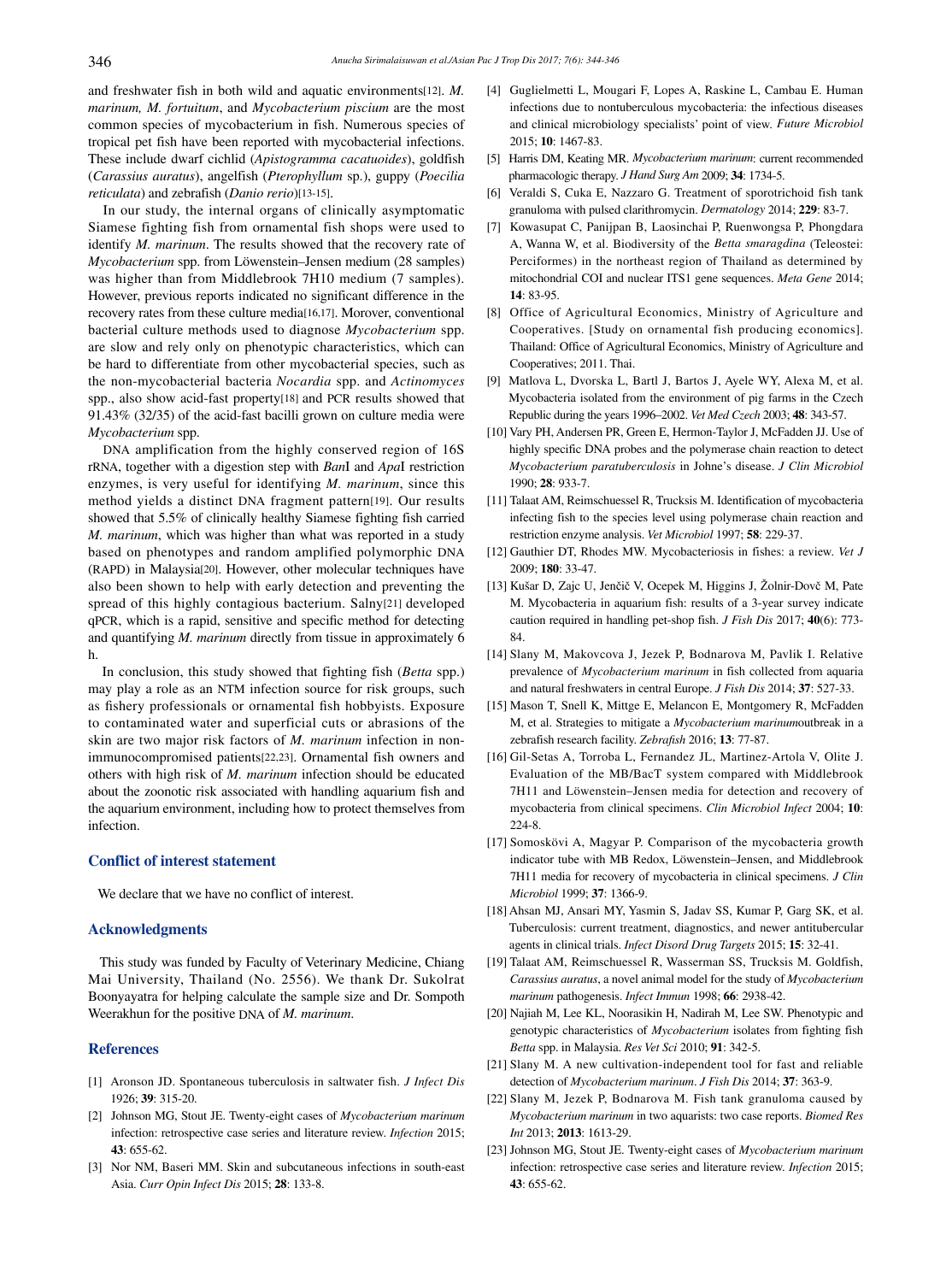and freshwater fish in both wild and aquatic environments[12]. *M. marinum, M. fortuitum*, and *Mycobacterium piscium* are the most common species of mycobacterium in fish. Numerous species of tropical pet fish have been reported with mycobacterial infections. These include dwarf cichlid (*Apistogramma cacatuoides*), goldfish (*Carassius auratus*), angelfish (*Pterophyllum* sp.), guppy (*Poecilia reticulata*) and zebrafish (*Danio rerio*)[13-15].

In our study, the internal organs of clinically asymptomatic Siamese fighting fish from ornamental fish shops were used to identify *M. marinum*. The results showed that the recovery rate of *Mycobacterium* spp. from Löwenstein–Jensen medium (28 samples) was higher than from Middlebrook 7H10 medium (7 samples). However, previous reports indicated no significant difference in the recovery rates from these culture media[16,17]. Morover, conventional bacterial culture methods used to diagnose *Mycobacterium* spp. are slow and rely only on phenotypic characteristics, which can be hard to differentiate from other mycobacterial species, such as the non-mycobacterial bacteria *Nocardia* spp. and *Actinomyces* spp., also show acid-fast property[18] and PCR results showed that 91.43% (32/35) of the acid-fast bacilli grown on culture media were *Mycobacterium* spp.

DNA amplification from the highly conserved region of 16S rRNA, together with a digestion step with *Ban*I and *Apa*I restriction enzymes, is very useful for identifying *M. marinum*, since this method yields a distinct DNA fragment pattern[19]. Our results showed that 5.5% of clinically healthy Siamese fighting fish carried *M. marinum*, which was higher than what was reported in a study based on phenotypes and random amplified polymorphic DNA (RAPD) in Malaysia[20]. However, other molecular techniques have also been shown to help with early detection and preventing the spread of this highly contagious bacterium. Salny[21] developed qPCR, which is a rapid, sensitive and specific method for detecting and quantifying *M. marinum* directly from tissue in approximately 6 h.

In conclusion, this study showed that fighting fish (*Betta* spp.) may play a role as an NTM infection source for risk groups, such as fishery professionals or ornamental fish hobbyists. Exposure to contaminated water and superficial cuts or abrasions of the skin are two major risk factors of *M. marinum* infection in non-immunocompromised patients[22,23]. Ornamental fish owners and others with high risk of *M. marinum* infection should be educated about the zoonotic risk associated with handling aquarium fish and the aquarium environment, including how to protect themselves from infection.

## Conflict of interest statement

We declare that we have no conflict of interest.

## Acknowledgments

This study was funded by Faculty of Veterinary Medicine, Chiang Mai University, Thailand (No. 2556). We thank Dr. Sukolrat Boonyayatra for helping calculate the sample size and Dr. Sompoth Weerakhun for the positive DNA of *M. marinum*.

## References

[1] Aronson JD. Spontaneous tuberculosis in saltwater fish. *J Infect Dis* 1926; **39**: 315-20.

[2] Johnson MG, Stout JE. Twenty-eight cases of *Mycobacterium marinum* infection: retrospective case series and literature review. *Infection* 2015; **43**: 655-62.

[3] Nor NM, Baseri MM. Skin and subcutaneous infections in south-east Asia. *Curr Opin Infect Dis* 2015; **28**: 133-8.

[4] Guglielmetti L, Mougari F, Lopes A, Raskine L, Cambau E. Human infections due to nontuberculous mycobacteria: the infectious diseases and clinical microbiology specialists' point of view. *Future Microbiol* 2015; **10**: 1467-83.

[5] Harris DM, Keating MR. *Mycobacterium marinum*: current recommended pharmacologic therapy. *J Hand Surg Am* 2009; **34**: 1734-5.

[6] Veraldi S, Cuka E, Nazzaro G. Treatment of sporotrichoid fish tank granuloma with pulsed clarithromycin. *Dermatology* 2014; **229**: 83-7.

[7] Kowasupat C, Panijpan B, Laosinchai P, Ruenwongsa P, Phongdara A, Wanna W, et al. Biodiversity of the *Betta smaragdina* (Teleostei: Perciformes) in the northeast region of Thailand as determined by mitochondrial COI and nuclear ITS1 gene sequences. *Meta Gene* 2014; **14**: 83-95.

[8] Office of Agricultural Economics, Ministry of Agriculture and Cooperatives. [Study on ornamental fish producing economics]. Thailand: Office of Agricultural Economics, Ministry of Agriculture and Cooperatives; 2011. Thai.

[9] Matlova L, Dvorska L, Bartl J, Bartos J, Ayele WY, Alexa M, et al. Mycobacteria isolated from the environment of pig farms in the Czech Republic during the years 1996–2002. *Vet Med Czech* 2003; **48**: 343-57.

[10] Vary PH, Andersen PR, Green E, Hermon-Taylor J, McFadden JJ. Use of highly specific DNA probes and the polymerase chain reaction to detect *Mycobacterium paratuberculosis* in Johne's disease. *J Clin Microbiol* 1990; **28**: 933-7.

[11] Talaat AM, Reimschuessel R, Trucksis M. Identification of mycobacteria infecting fish to the species level using polymerase chain reaction and restriction enzyme analysis. *Vet Microbiol* 1997; **58**: 229-37.

[12] Gauthier DT, Rhodes MW. Mycobacteriosis in fishes: a review. *Vet J* 2009; **180**: 33-47.

[13] Kušar D, Zajc U, Jenčič V, Ocepek M, Higgins J, Žolnir-Dovč M, Pate M. Mycobacteria in aquarium fish: results of a 3-year survey indicate caution required in handling pet-shop fish. *J Fish Dis* 2017; **40**(6): 773-84.

[14] Slany M, Makovcova J, Jezek P, Bodnarova M, Pavlik I. Relative prevalence of *Mycobacterium marinum* in fish collected from aquaria and natural freshwaters in central Europe. *J Fish Dis* 2014; **37**: 527-33.

[15] Mason T, Snell K, Mittge E, Melancon E, Montgomery R, McFadden M, et al. Strategies to mitigate a *Mycobacterium marinum*outbreak in a zebrafish research facility. *Zebrafish* 2016; **13**: 77-87.

[16] Gil-Setas A, Torroba L, Fernandez JL, Martinez-Artola V, Olite J. Evaluation of the MB/BacT system compared with Middlebrook 7H11 and Löwenstein–Jensen media for detection and recovery of mycobacteria from clinical specimens. *Clin Microbiol Infect* 2004; **10**: 224-8.

[17] Somoskövi A, Magyar P. Comparison of the mycobacteria growth indicator tube with MB Redox, Löwenstein–Jensen, and Middlebrook 7H11 media for recovery of mycobacteria in clinical specimens. *J Clin Microbiol* 1999; **37**: 1366-9.

[18] Ahsan MJ, Ansari MY, Yasmin S, Jadav SS, Kumar P, Garg SK, et al. Tuberculosis: current treatment, diagnostics, and newer antitubercular agents in clinical trials. *Infect Disord Drug Targets* 2015; **15**: 32-41.

[19] Talaat AM, Reimschuessel R, Wasserman SS, Trucksis M. Goldfish, *Carassius auratus*, a novel animal model for the study of *Mycobacterium marinum* pathogenesis. *Infect Immun* 1998; **66**: 2938-42.

[20] Najiah M, Lee KL, Noorasikin H, Nadirah M, Lee SW. Phenotypic and genotypic characteristics of *Mycobacterium* isolates from fighting fish *Betta* spp. in Malaysia. *Res Vet Sci* 2010; **91**: 342-5.

[21] Slany M. A new cultivation-independent tool for fast and reliable detection of *Mycobacterium marinum*. *J Fish Dis* 2014; **37**: 363-9.

[22] Slany M, Jezek P, Bodnarova M. Fish tank granuloma caused by *Mycobacterium marinum* in two aquarists: two case reports. *Biomed Res Int* 2013; **2013**: 1613-29.

[23] Johnson MG, Stout JE. Twenty-eight cases of *Mycobacterium marinum* infection: retrospective case series and literature review. *Infection* 2015; **43**: 655-62.